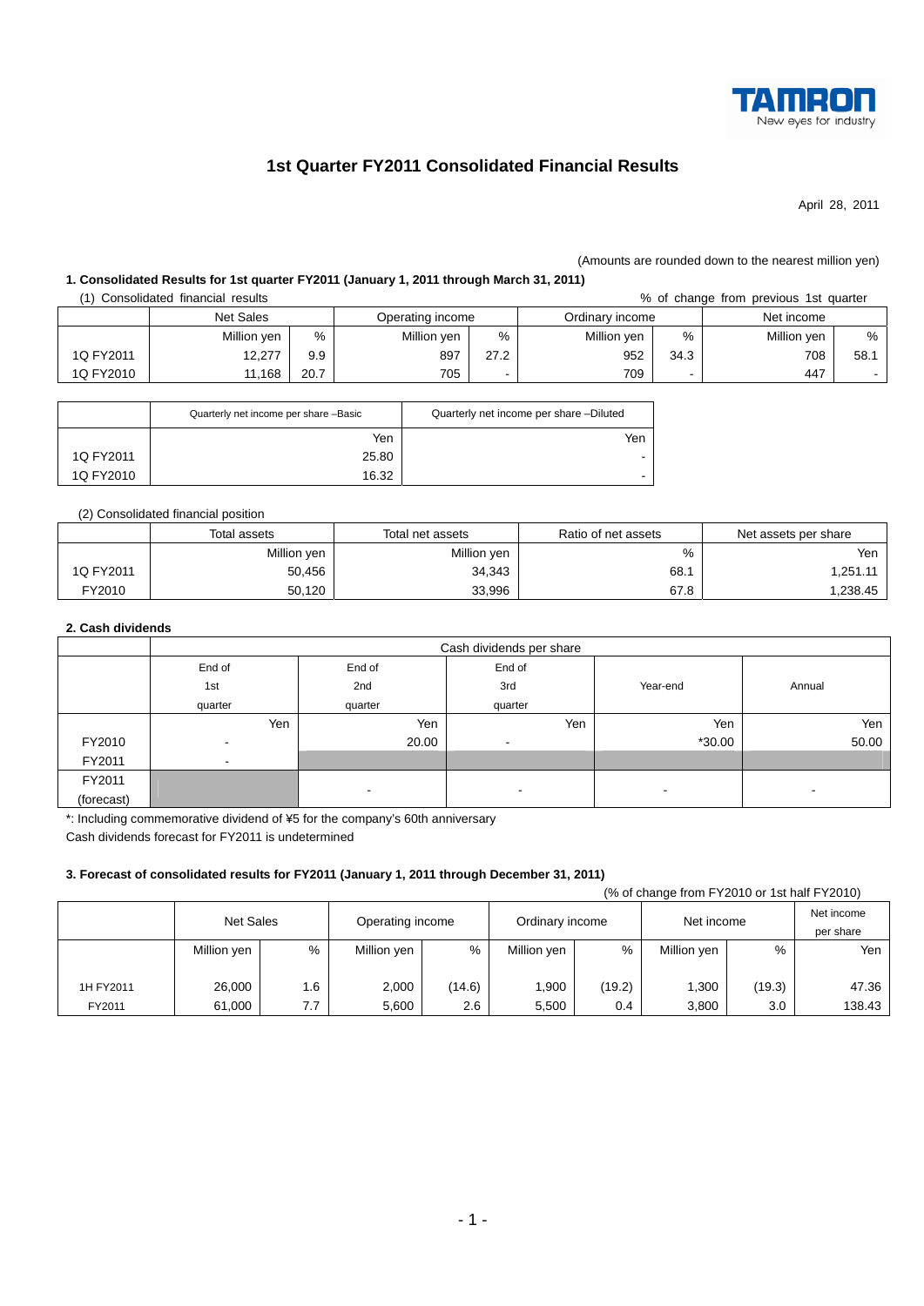TAMRON
New eyes for industry

# 1st Quarter FY2011 Consolidated Financial Results

April 28, 2011

(Amounts are rounded down to the nearest million yen)

### 1. Consolidated Results for 1st quarter FY2011 (January 1, 2011 through March 31, 2011)

(1) Consolidated financial results

% of change from previous 1st quarter

| | Net Sales | | Operating income | | Ordinary income | | Net income | |
|---|---|---|---|---|---|---|---|---|
| | Million yen | % | Million yen | % | Million yen | % | Million yen | % |
| 1Q FY2011 | 12,277 | 9.9 | 897 | 27.2 | 952 | 34.3 | 708 | 58.1 |
| 1Q FY2010 | 11,168 | 20.7 | 705 | - | 709 | - | 447 | - |

| | Quarterly net income per share –Basic | Quarterly net income per share –Diluted |
|---|---|---|
| | Yen | Yen |
| 1Q FY2011 | 25.80 | - |
| 1Q FY2010 | 16.32 | - |

(2) Consolidated financial position

| | Total assets | Total net assets | Ratio of net assets | Net assets per share |
|---|---|---|---|---|
| | Million yen | Million yen | % | Yen |
| 1Q FY2011 | 50,456 | 34,343 | 68.1 | 1,251.11 |
| FY2010 | 50,120 | 33,996 | 67.8 | 1,238.45 |

### 2. Cash dividends

| | Cash dividends per share | | | | |
|---|---|---|---|---|---|
| | End of 1st quarter | End of 2nd quarter | End of 3rd quarter | Year-end | Annual |
| | Yen | Yen | Yen | Yen | Yen |
| FY2010 | - | 20.00 | - | *30.00 | 50.00 |
| FY2011 | - | | | | |
| FY2011 (forecast) | | - | - | - | - |

*: Including commemorative dividend of ¥5 for the company's 60th anniversary

Cash dividends forecast for FY2011 is undetermined

### 3. Forecast of consolidated results for FY2011 (January 1, 2011 through December 31, 2011)

(% of change from FY2010 or 1st half FY2010)

| | Net Sales | | Operating income | | Ordinary income | | Net income | | Net income per share |
|---|---|---|---|---|---|---|---|---|---|
| | Million yen | % | Million yen | % | Million yen | % | Million yen | % | Yen |
| 1H FY2011 | 26,000 | 1.6 | 2,000 | (14.6) | 1,900 | (19.2) | 1,300 | (19.3) | 47.36 |
| FY2011 | 61,000 | 7.7 | 5,600 | 2.6 | 5,500 | 0.4 | 3,800 | 3.0 | 138.43 |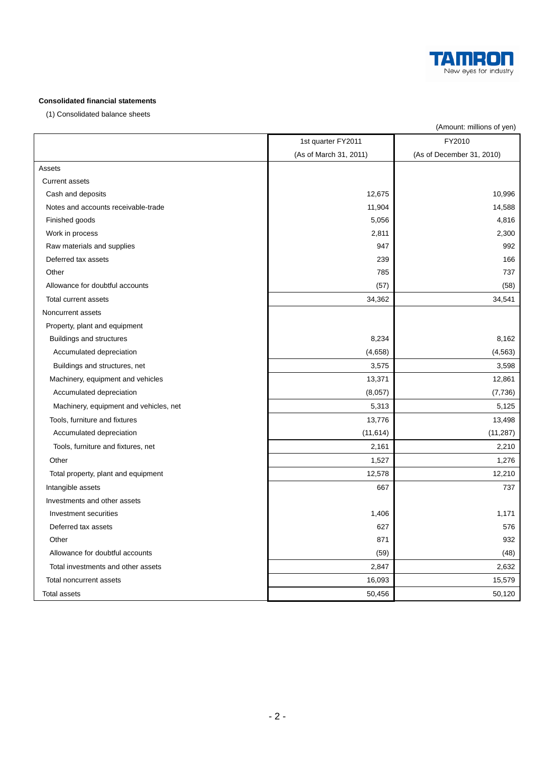**Consolidated financial statements**

(1) Consolidated balance sheets

(Amount: millions of yen)

| | 1st quarter FY2011 (As of March 31, 2011) | FY2010 (As of December 31, 2010) |
|---|---|---|
| Assets | | |
| Current assets | | |
| Cash and deposits | 12,675 | 10,996 |
| Notes and accounts receivable-trade | 11,904 | 14,588 |
| Finished goods | 5,056 | 4,816 |
| Work in process | 2,811 | 2,300 |
| Raw materials and supplies | 947 | 992 |
| Deferred tax assets | 239 | 166 |
| Other | 785 | 737 |
| Allowance for doubtful accounts | (57) | (58) |
| Total current assets | 34,362 | 34,541 |
| Noncurrent assets | | |
| Property, plant and equipment | | |
| Buildings and structures | 8,234 | 8,162 |
| Accumulated depreciation | (4,658) | (4,563) |
| Buildings and structures, net | 3,575 | 3,598 |
| Machinery, equipment and vehicles | 13,371 | 12,861 |
| Accumulated depreciation | (8,057) | (7,736) |
| Machinery, equipment and vehicles, net | 5,313 | 5,125 |
| Tools, furniture and fixtures | 13,776 | 13,498 |
| Accumulated depreciation | (11,614) | (11,287) |
| Tools, furniture and fixtures, net | 2,161 | 2,210 |
| Other | 1,527 | 1,276 |
| Total property, plant and equipment | 12,578 | 12,210 |
| Intangible assets | 667 | 737 |
| Investments and other assets | | |
| Investment securities | 1,406 | 1,171 |
| Deferred tax assets | 627 | 576 |
| Other | 871 | 932 |
| Allowance for doubtful accounts | (59) | (48) |
| Total investments and other assets | 2,847 | 2,632 |
| Total noncurrent assets | 16,093 | 15,579 |
| Total assets | 50,456 | 50,120 |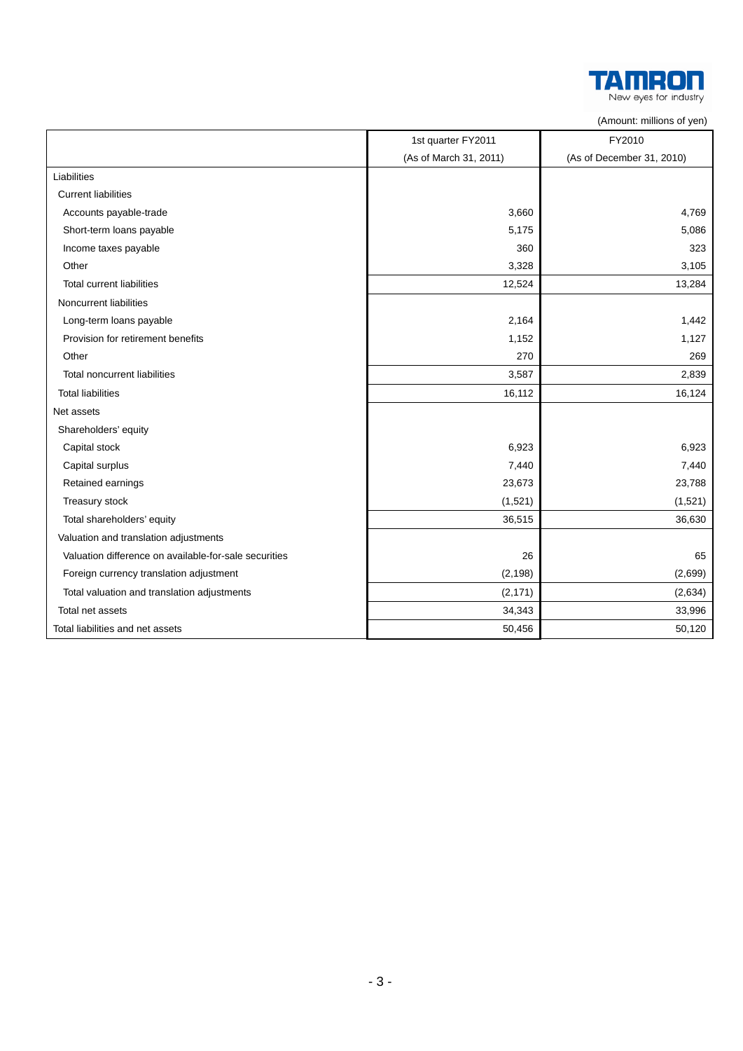(Amount: millions of yen)

| | 1st quarter FY2011 (As of March 31, 2011) | FY2010 (As of December 31, 2010) |
|---|---|---|
| Liabilities | | |
| Current liabilities | | |
| Accounts payable-trade | 3,660 | 4,769 |
| Short-term loans payable | 5,175 | 5,086 |
| Income taxes payable | 360 | 323 |
| Other | 3,328 | 3,105 |
| Total current liabilities | 12,524 | 13,284 |
| Noncurrent liabilities | | |
| Long-term loans payable | 2,164 | 1,442 |
| Provision for retirement benefits | 1,152 | 1,127 |
| Other | 270 | 269 |
| Total noncurrent liabilities | 3,587 | 2,839 |
| Total liabilities | 16,112 | 16,124 |
| Net assets | | |
| Shareholders' equity | | |
| Capital stock | 6,923 | 6,923 |
| Capital surplus | 7,440 | 7,440 |
| Retained earnings | 23,673 | 23,788 |
| Treasury stock | (1,521) | (1,521) |
| Total shareholders' equity | 36,515 | 36,630 |
| Valuation and translation adjustments | | |
| Valuation difference on available-for-sale securities | 26 | 65 |
| Foreign currency translation adjustment | (2,198) | (2,699) |
| Total valuation and translation adjustments | (2,171) | (2,634) |
| Total net assets | 34,343 | 33,996 |
| Total liabilities and net assets | 50,456 | 50,120 |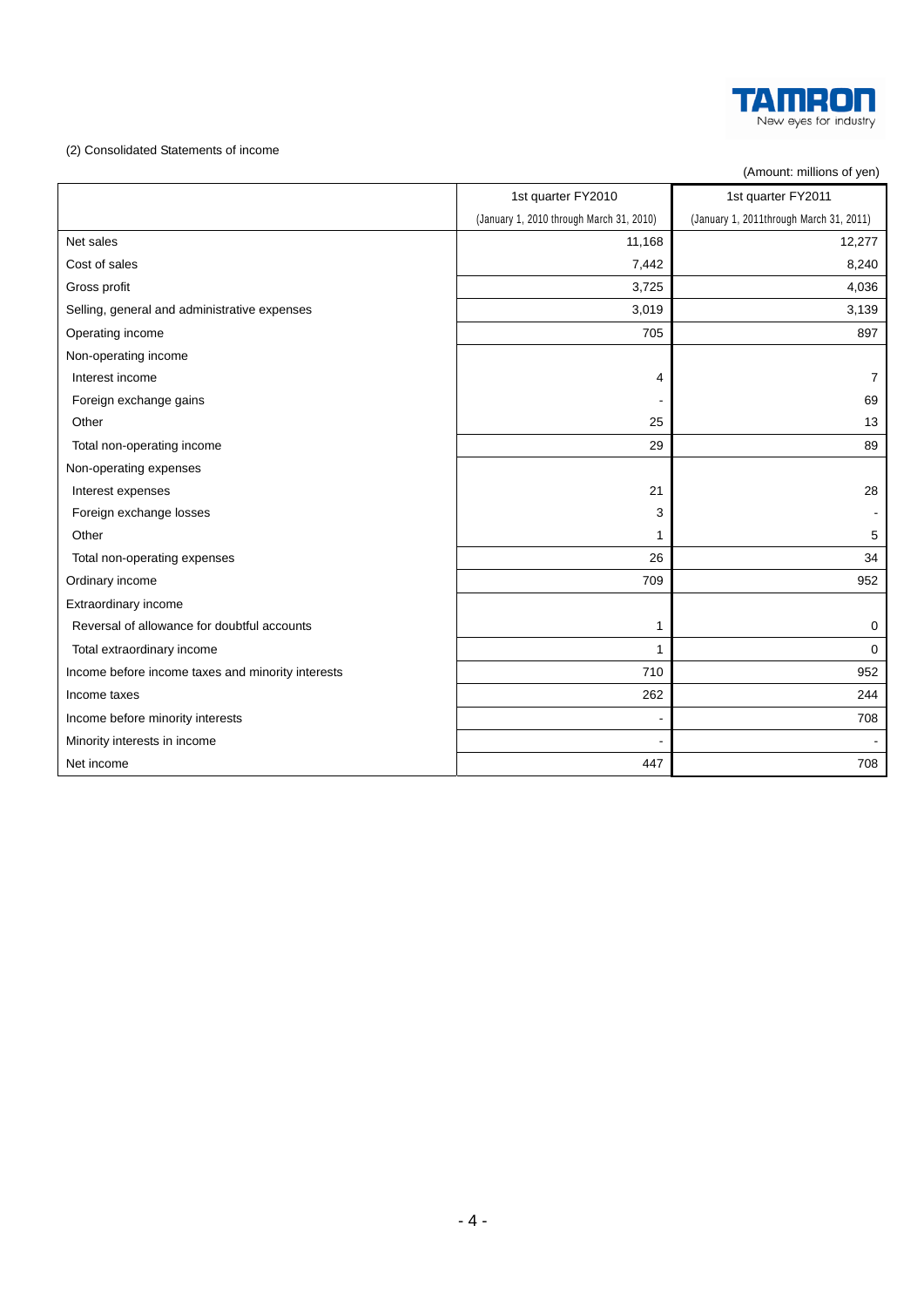(2) Consolidated Statements of income

(Amount: millions of yen)

| | 1st quarter FY2010 (January 1, 2010 through March 31, 2010) | 1st quarter FY2011 (January 1, 2011through March 31, 2011) |
|---|---|---|
| Net sales | 11,168 | 12,277 |
| Cost of sales | 7,442 | 8,240 |
| Gross profit | 3,725 | 4,036 |
| Selling, general and administrative expenses | 3,019 | 3,139 |
| Operating income | 705 | 897 |
| Non-operating income | | |
| Interest income | 4 | 7 |
| Foreign exchange gains | - | 69 |
| Other | 25 | 13 |
| Total non-operating income | 29 | 89 |
| Non-operating expenses | | |
| Interest expenses | 21 | 28 |
| Foreign exchange losses | 3 | - |
| Other | 1 | 5 |
| Total non-operating expenses | 26 | 34 |
| Ordinary income | 709 | 952 |
| Extraordinary income | | |
| Reversal of allowance for doubtful accounts | 1 | 0 |
| Total extraordinary income | 1 | 0 |
| Income before income taxes and minority interests | 710 | 952 |
| Income taxes | 262 | 244 |
| Income before minority interests | - | 708 |
| Minority interests in income | - | - |
| Net income | 447 | 708 |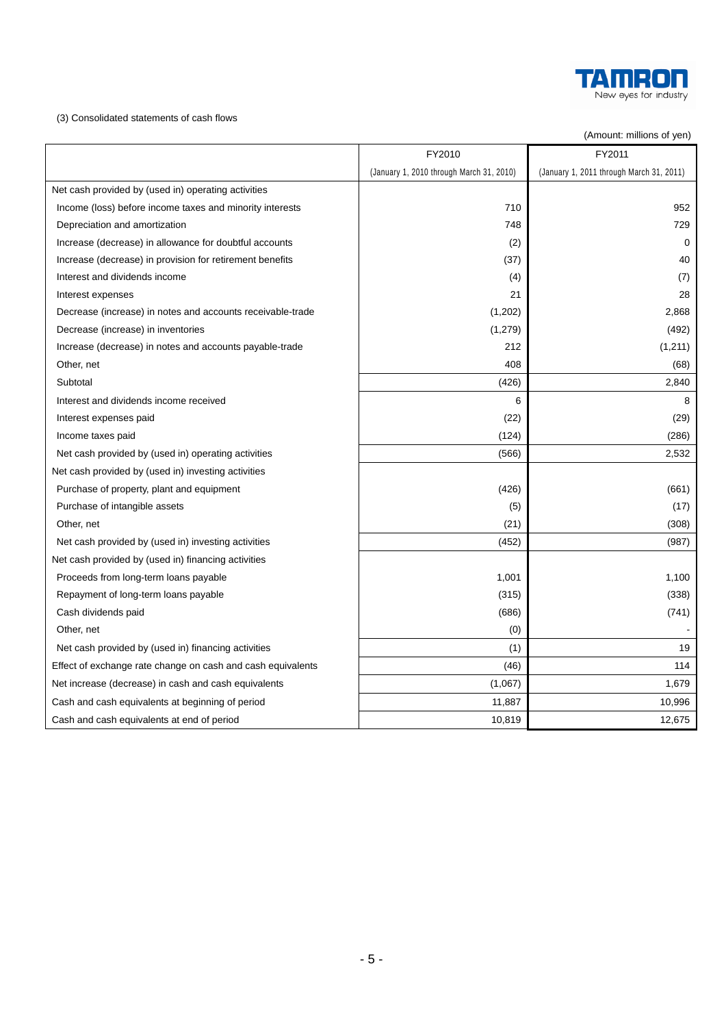(3) Consolidated statements of cash flows

(Amount: millions of yen)

| | FY2010<br>(January 1, 2010 through March 31, 2010) | FY2011<br>(January 1, 2011 through March 31, 2011) |
|---|---|---|
| Net cash provided by (used in) operating activities | | |
| Income (loss) before income taxes and minority interests | 710 | 952 |
| Depreciation and amortization | 748 | 729 |
| Increase (decrease) in allowance for doubtful accounts | (2) | 0 |
| Increase (decrease) in provision for retirement benefits | (37) | 40 |
| Interest and dividends income | (4) | (7) |
| Interest expenses | 21 | 28 |
| Decrease (increase) in notes and accounts receivable-trade | (1,202) | 2,868 |
| Decrease (increase) in inventories | (1,279) | (492) |
| Increase (decrease) in notes and accounts payable-trade | 212 | (1,211) |
| Other, net | 408 | (68) |
| Subtotal | (426) | 2,840 |
| Interest and dividends income received | 6 | 8 |
| Interest expenses paid | (22) | (29) |
| Income taxes paid | (124) | (286) |
| Net cash provided by (used in) operating activities | (566) | 2,532 |
| Net cash provided by (used in) investing activities | | |
| Purchase of property, plant and equipment | (426) | (661) |
| Purchase of intangible assets | (5) | (17) |
| Other, net | (21) | (308) |
| Net cash provided by (used in) investing activities | (452) | (987) |
| Net cash provided by (used in) financing activities | | |
| Proceeds from long-term loans payable | 1,001 | 1,100 |
| Repayment of long-term loans payable | (315) | (338) |
| Cash dividends paid | (686) | (741) |
| Other, net | (0) | - |
| Net cash provided by (used in) financing activities | (1) | 19 |
| Effect of exchange rate change on cash and cash equivalents | (46) | 114 |
| Net increase (decrease) in cash and cash equivalents | (1,067) | 1,679 |
| Cash and cash equivalents at beginning of period | 11,887 | 10,996 |
| Cash and cash equivalents at end of period | 10,819 | 12,675 |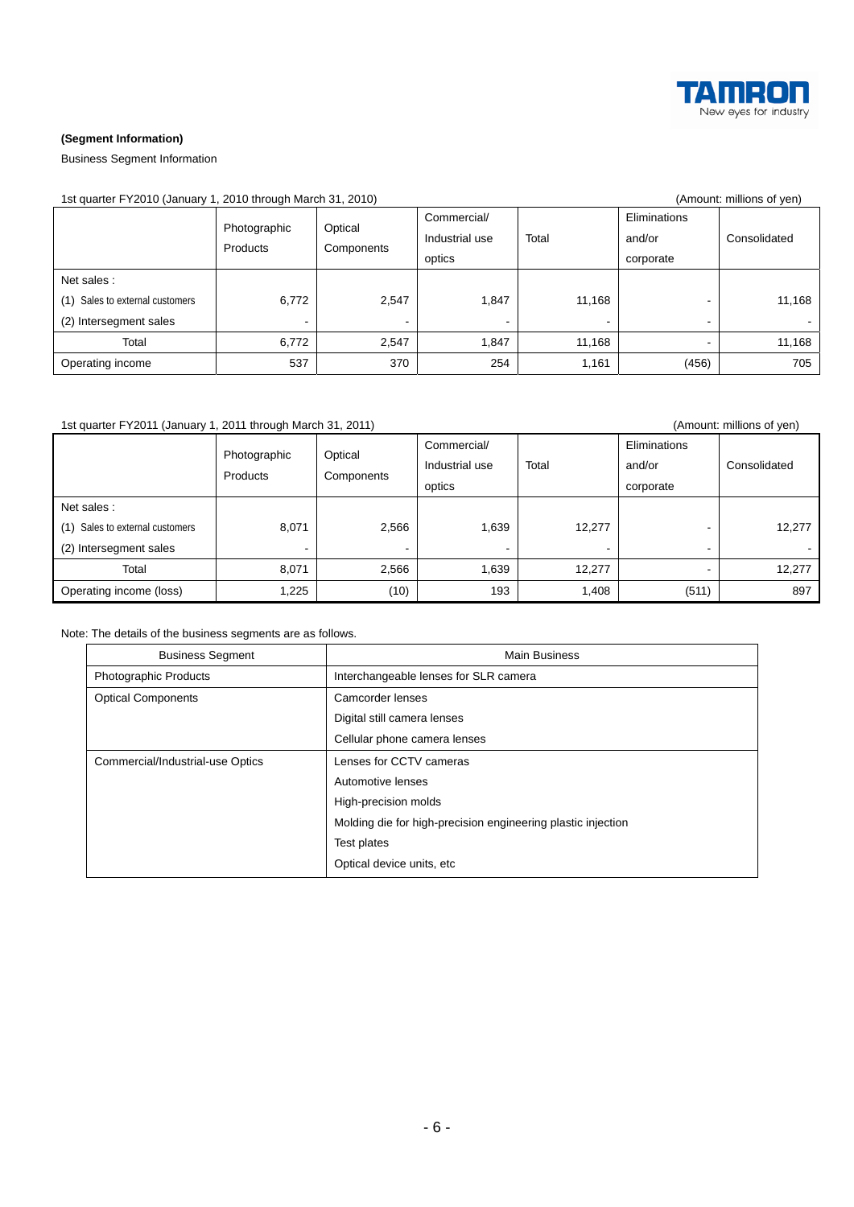**(Segment Information)**

Business Segment Information

1st quarter FY2010 (January 1, 2010 through March 31, 2010) (Amount: millions of yen)

| | Photographic Products | Optical Components | Commercial/ Industrial use optics | Total | Eliminations and/or corporate | Consolidated |
|---|---|---|---|---|---|---|
| Net sales : | | | | | | |
| (1) Sales to external customers | 6,772 | 2,547 | 1,847 | 11,168 | - | 11,168 |
| (2) Intersegment sales | - | - | - | - | - | - |
| Total | 6,772 | 2,547 | 1,847 | 11,168 | - | 11,168 |
| Operating income | 537 | 370 | 254 | 1,161 | (456) | 705 |

1st quarter FY2011 (January 1, 2011 through March 31, 2011) (Amount: millions of yen)

| | Photographic Products | Optical Components | Commercial/ Industrial use optics | Total | Eliminations and/or corporate | Consolidated |
|---|---|---|---|---|---|---|
| Net sales : | | | | | | |
| (1) Sales to external customers | 8,071 | 2,566 | 1,639 | 12,277 | - | 12,277 |
| (2) Intersegment sales | - | - | - | - | - | - |
| Total | 8,071 | 2,566 | 1,639 | 12,277 | - | 12,277 |
| Operating income (loss) | 1,225 | (10) | 193 | 1,408 | (511) | 897 |

Note: The details of the business segments are as follows.

| Business Segment | Main Business |
|---|---|
| Photographic Products | Interchangeable lenses for SLR camera |
| Optical Components | Camcorder lenses<br>Digital still camera lenses<br>Cellular phone camera lenses |
| Commercial/Industrial-use Optics | Lenses for CCTV cameras<br>Automotive lenses<br>High-precision molds<br>Molding die for high-precision engineering plastic injection<br>Test plates<br>Optical device units, etc |